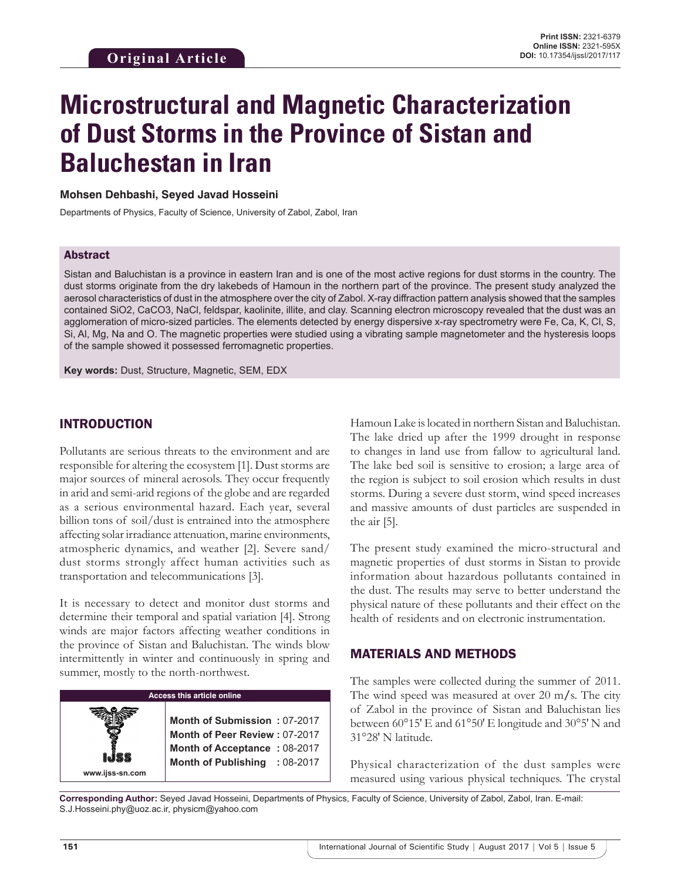Original Article

**Print ISSN:** 2321-6379
**Online ISSN:** 2321-595X
**DOI:** 10.17354/ijssI/2017/117

# Microstructural and Magnetic Characterization of Dust Storms in the Province of Sistan and Baluchestan in Iran

**Mohsen Dehbashi, Seyed Javad Hosseini**

Departments of Physics, Faculty of Science, University of Zabol, Zabol, Iran

## Abstract

Sistan and Baluchistan is a province in eastern Iran and is one of the most active regions for dust storms in the country. The dust storms originate from the dry lakebeds of Hamoun in the northern part of the province. The present study analyzed the aerosol characteristics of dust in the atmosphere over the city of Zabol. X-ray diffraction pattern analysis showed that the samples contained SiO2, CaCO3, NaCl, feldspar, kaolinite, illite, and clay. Scanning electron microscopy revealed that the dust was an agglomeration of micro-sized particles. The elements detected by energy dispersive x-ray spectrometry were Fe, Ca, K, Cl, S, Si, Al, Mg, Na and O. The magnetic properties were studied using a vibrating sample magnetometer and the hysteresis loops of the sample showed it possessed ferromagnetic properties.

**Key words:** Dust, Structure, Magnetic, SEM, EDX

## INTRODUCTION

Pollutants are serious threats to the environment and are responsible for altering the ecosystem [1]. Dust storms are major sources of mineral aerosols. They occur frequently in arid and semi-arid regions of the globe and are regarded as a serious environmental hazard. Each year, several billion tons of soil/dust is entrained into the atmosphere affecting solar irradiance attenuation, marine environments, atmospheric dynamics, and weather [2]. Severe sand/dust storms strongly affect human activities such as transportation and telecommunications [3].

It is necessary to detect and monitor dust storms and determine their temporal and spatial variation [4]. Strong winds are major factors affecting weather conditions in the province of Sistan and Baluchistan. The winds blow intermittently in winter and continuously in spring and summer, mostly to the north-northwest.

| Access this article online | |
|---|---|
| IJSS www.ijss-sn.com | **Month of Submission :** 07-2017<br>**Month of Peer Review :** 07-2017<br>**Month of Acceptance :** 08-2017<br>**Month of Publishing :** 08-2017 |

Hamoun Lake is located in northern Sistan and Baluchistan. The lake dried up after the 1999 drought in response to changes in land use from fallow to agricultural land. The lake bed soil is sensitive to erosion; a large area of the region is subject to soil erosion which results in dust storms. During a severe dust storm, wind speed increases and massive amounts of dust particles are suspended in the air [5].

The present study examined the micro-structural and magnetic properties of dust storms in Sistan to provide information about hazardous pollutants contained in the dust. The results may serve to better understand the physical nature of these pollutants and their effect on the health of residents and on electronic instrumentation.

## MATERIALS AND METHODS

The samples were collected during the summer of 2011. The wind speed was measured at over 20 m/s. The city of Zabol in the province of Sistan and Baluchistan lies between 60°15' E and 61°50' E longitude and 30°5' N and 31°28' N latitude.

Physical characterization of the dust samples were measured using various physical techniques. The crystal

**Corresponding Author:** Seyed Javad Hosseini, Departments of Physics, Faculty of Science, University of Zabol, Zabol, Iran. E-mail: S.J.Hosseini.phy@uoz.ac.ir, physicm@yahoo.com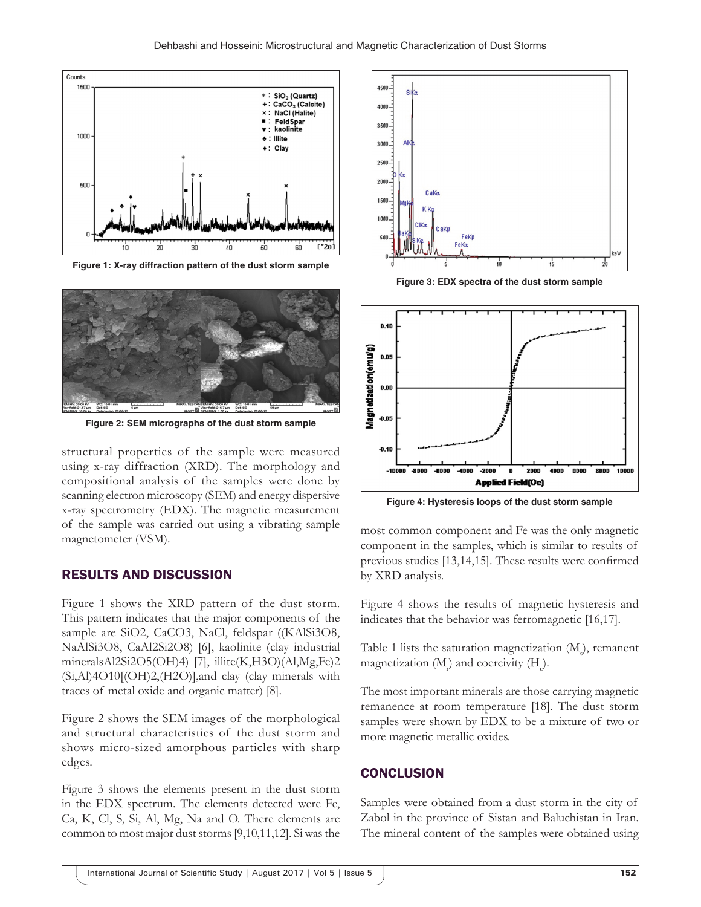Figure 1: X-ray diffraction pattern of the dust storm sample

Figure 2: SEM micrographs of the dust storm sample

structural properties of the sample were measured using x-ray diffraction (XRD). The morphology and compositional analysis of the samples were done by scanning electron microscopy (SEM) and energy dispersive x-ray spectrometry (EDX). The magnetic measurement of the sample was carried out using a vibrating sample magnetometer (VSM).

## RESULTS AND DISCUSSION

Figure 1 shows the XRD pattern of the dust storm. This pattern indicates that the major components of the sample are SiO2, CaCO3, NaCl, feldspar ((KAlSi3O8, NaAlSi3O8, CaAl2Si2O8) [6], kaolinite (clay industrial mineralsAl2Si2O5(OH)4) [7], illite(K,H3O)(Al,Mg,Fe)2 (Si,Al)4O10[(OH)2,(H2O)],and clay (clay minerals with traces of metal oxide and organic matter) [8].

Figure 2 shows the SEM images of the morphological and structural characteristics of the dust storm and shows micro-sized amorphous particles with sharp edges.

Figure 3 shows the elements present in the dust storm in the EDX spectrum. The elements detected were Fe, Ca, K, Cl, S, Si, Al, Mg, Na and O. There elements are common to most major dust storms [9,10,11,12]. Si was the most common component and Fe was the only magnetic component in the samples, which is similar to results of previous studies [13,14,15]. These results were confirmed by XRD analysis.

Figure 3: EDX spectra of the dust storm sample

Figure 4: Hysteresis loops of the dust storm sample

Figure 4 shows the results of magnetic hysteresis and indicates that the behavior was ferromagnetic [16,17].

Table 1 lists the saturation magnetization ($M_s$), remanent magnetization ($M_r$) and coercivity ($H_c$).

The most important minerals are those carrying magnetic remanence at room temperature [18]. The dust storm samples were shown by EDX to be a mixture of two or more magnetic metallic oxides.

## CONCLUSION

Samples were obtained from a dust storm in the city of Zabol in the province of Sistan and Baluchistan in Iran. The mineral content of the samples were obtained using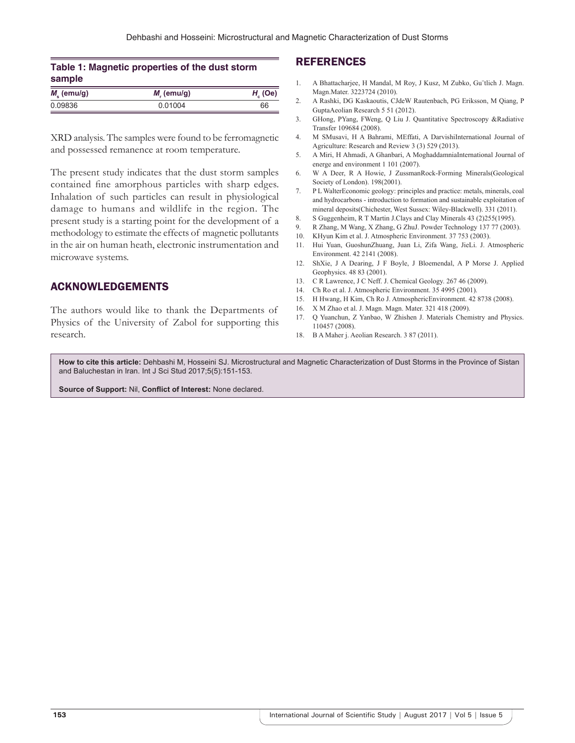**Table 1: Magnetic properties of the dust storm sample**

| $M_s$ (emu/g) | $M_r$ (emu/g) | $H_c$ (Oe) |
|---|---|---|
| 0.09836 | 0.01004 | 66 |

XRD analysis. The samples were found to be ferromagnetic and possessed remanence at room temperature.

The present study indicates that the dust storm samples contained fine amorphous particles with sharp edges. Inhalation of such particles can result in physiological damage to humans and wildlife in the region. The present study is a starting point for the development of a methodology to estimate the effects of magnetic pollutants in the air on human heath, electronic instrumentation and microwave systems.

## ACKNOWLEDGEMENTS

The authors would like to thank the Departments of Physics of the University of Zabol for supporting this research.

## REFERENCES

1. A Bhattacharjee, H Mandal, M Roy, J Kusz, M Zubko, Gu¨tlich J. Magn. Magn.Mater. 3223724 (2010).
2. A Rashki, DG Kaskaoutis, CJdeW Rautenbach, PG Eriksson, M Qiang, P GuptaAeolian Research 5 51 (2012).
3. GHong, PYang, FWeng, Q Liu J. Quantitative Spectroscopy &Radiative Transfer 109684 (2008).
4. M SMusavi, H A Bahrami, MEffati, A DarvishiInternational Journal of Agriculture: Research and Review 3 (3) 529 (2013).
5. A Miri, H Ahmadi, A Ghanbari, A MoghaddamniaInternational Journal of energe and environment 1 101 (2007).
6. W A Deer, R A Howie, J ZussmanRock-Forming Minerals(Geological Society of London). 198(2001).
7. P L WalterEconomic geology: principles and practice: metals, minerals, coal and hydrocarbons - introduction to formation and sustainable exploitation of mineral deposits(Chichester, West Sussex: Wiley-Blackwell). 331 (2011).
8. S Guggenheim, R T Martin J.Clays and Clay Minerals 43 (2)255(1995).
9. R Zhang, M Wang, X Zhang, G ZhuJ. Powder Technology 137 77 (2003).
10. KHyun Kim et al. J. Atmospheric Environment. 37 753 (2003).
11. Hui Yuan, GuoshunZhuang, Juan Li, Zifa Wang, JieLi. J. Atmospheric Environment. 42 2141 (2008).
12. ShXie, J A Dearing, J F Boyle, J Bloemendal, A P Morse J. Applied Geophysics. 48 83 (2001).
13. C R Lawrence, J C Neff. J. Chemical Geology. 267 46 (2009).
14. Ch Ro et al. J. Atmospheric Environment. 35 4995 (2001).
15. H Hwang, H Kim, Ch Ro J. AtmosphericEnvironment. 42 8738 (2008).
16. X M Zhao et al. J. Magn. Magn. Mater. 321 418 (2009).
17. Q Yuanchun, Z Yanbao, W Zhishen J. Materials Chemistry and Physics. 110457 (2008).
18. B A Maher j. Aeolian Research. 3 87 (2011).

**How to cite this article:** Dehbashi M, Hosseini SJ. Microstructural and Magnetic Characterization of Dust Storms in the Province of Sistan and Baluchestan in Iran. Int J Sci Stud 2017;5(5):151-153.

**Source of Support:** Nil, **Conflict of Interest:** None declared.